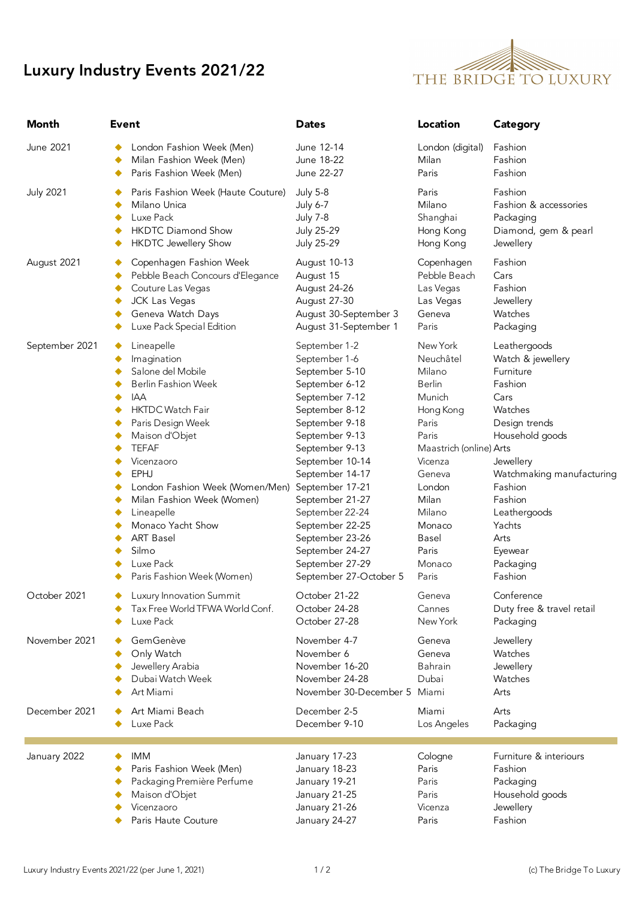# Luxury Industry Events 2021/22

THE BRIDGE TO LUXURY

| Month | Event | Dates | Location | Category |
|---|---|---|---|---|
| June 2021 | London Fashion Week (Men) | June 12-14 | London (digital) | Fashion |
| | Milan Fashion Week (Men) | June 18-22 | Milan | Fashion |
| | Paris Fashion Week (Men) | June 22-27 | Paris | Fashion |
| July 2021 | Paris Fashion Week (Haute Couture) | July 5-8 | Paris | Fashion |
| | Milano Unica | July 6-7 | Milano | Fashion & accessories |
| | Luxe Pack | July 7-8 | Shanghai | Packaging |
| | HKDTC Diamond Show | July 25-29 | Hong Kong | Diamond, gem & pearl |
| | HKDTC Jewellery Show | July 25-29 | Hong Kong | Jewellery |
| August 2021 | Copenhagen Fashion Week | August 10-13 | Copenhagen | Fashion |
| | Pebble Beach Concours d'Elegance | August 15 | Pebble Beach | Cars |
| | Couture Las Vegas | August 24-26 | Las Vegas | Fashion |
| | JCK Las Vegas | August 27-30 | Las Vegas | Jewellery |
| | Geneva Watch Days | August 30-September 3 | Geneva | Watches |
| | Luxe Pack Special Edition | August 31-September 1 | Paris | Packaging |
| September 2021 | Lineapelle | September 1-2 | New York | Leathergoods |
| | Imagination | September 1-6 | Neuchâtel | Watch & jewellery |
| | Salone del Mobile | September 5-10 | Milano | Furniture |
| | Berlin Fashion Week | September 6-12 | Berlin | Fashion |
| | IAA | September 7-12 | Munich | Cars |
| | HKTDC Watch Fair | September 8-12 | Hong Kong | Watches |
| | Paris Design Week | September 9-18 | Paris | Design trends |
| | Maison d'Objet | September 9-13 | Paris | Household goods |
| | TEFAF | September 9-13 | Maastrich (online) | Arts |
| | Vicenzaoro | September 10-14 | Vicenza | Jewellery |
| | EPHJ | September 14-17 | Geneva | Watchmaking manufacturing |
| | London Fashion Week (Women/Men) | September 17-21 | London | Fashion |
| | Milan Fashion Week (Women) | September 21-27 | Milan | Fashion |
| | Lineapelle | September 22-24 | Milano | Leathergoods |
| | Monaco Yacht Show | September 22-25 | Monaco | Yachts |
| | ART Basel | September 23-26 | Basel | Arts |
| | Silmo | September 24-27 | Paris | Eyewear |
| | Luxe Pack | September 27-29 | Monaco | Packaging |
| | Paris Fashion Week (Women) | September 27-October 5 | Paris | Fashion |
| October 2021 | Luxury Innovation Summit | October 21-22 | Geneva | Conference |
| | Tax Free World TFWA World Conf. | October 24-28 | Cannes | Duty free & travel retail |
| | Luxe Pack | October 27-28 | New York | Packaging |
| November 2021 | GemGenève | November 4-7 | Geneva | Jewellery |
| | Only Watch | November 6 | Geneva | Watches |
| | Jewellery Arabia | November 16-20 | Bahrain | Jewellery |
| | Dubai Watch Week | November 24-28 | Dubai | Watches |
| | Art Miami | November 30-December 5 | Miami | Arts |
| December 2021 | Art Miami Beach | December 2-5 | Miami | Arts |
| | Luxe Pack | December 9-10 | Los Angeles | Packaging |
| January 2022 | IMM | January 17-23 | Cologne | Furniture & interiours |
| | Paris Fashion Week (Men) | January 18-23 | Paris | Fashion |
| | Packaging Première Perfume | January 19-21 | Paris | Packaging |
| | Maison d'Objet | January 21-25 | Paris | Household goods |
| | Vicenzaoro | January 21-26 | Vicenza | Jewellery |
| | Paris Haute Couture | January 24-27 | Paris | Fashion |

Luxury Industry Events 2021/22 (per June 1, 2021)

(c) The Bridge To Luxury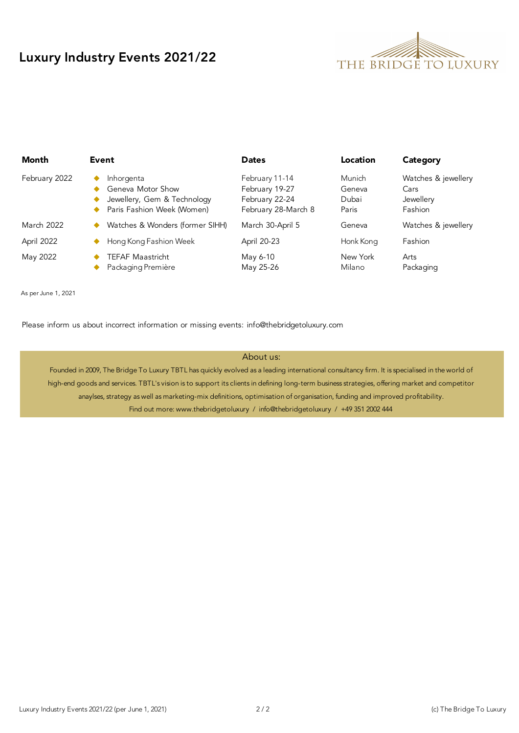# Luxury Industry Events 2021/22

THE BRIDGE TO LUXURY

| Month | Event | Dates | Location | Category |
|---|---|---|---|---|
| February 2022 | ◆ Inhorgenta | February 11-14 | Munich | Watches & jewellery |
| | ◆ Geneva Motor Show | February 19-27 | Geneva | Cars |
| | ◆ Jewellery, Gem & Technology | February 22-24 | Dubai | Jewellery |
| | ◆ Paris Fashion Week (Women) | February 28-March 8 | Paris | Fashion |
| March 2022 | ◆ Watches & Wonders (former SIHH) | March 30-April 5 | Geneva | Watches & jewellery |
| April 2022 | ◆ Hong Kong Fashion Week | April 20-23 | Honk Kong | Fashion |
| May 2022 | ◆ TEFAF Maastricht | May 6-10 | New York | Arts |
| | ◆ Packaging Première | May 25-26 | Milano | Packaging |

As per June 1, 2021

Please inform us about incorrect information or missing events: info@thebridgetoluxury.com

About us:

Founded in 2009, The Bridge To Luxury TBTL has quickly evolved as a leading international consultancy firm. It is specialised in the world of high-end goods and services. TBTL's vision is to support its clients in defining long-term business strategies, offering market and competitor anaylses, strategy as well as marketing-mix definitions, optimisation of organisation, funding and improved profitability.

Find out more: www.thebridgetoluxury / info@thebridgetoluxury / +49 351 2002 444